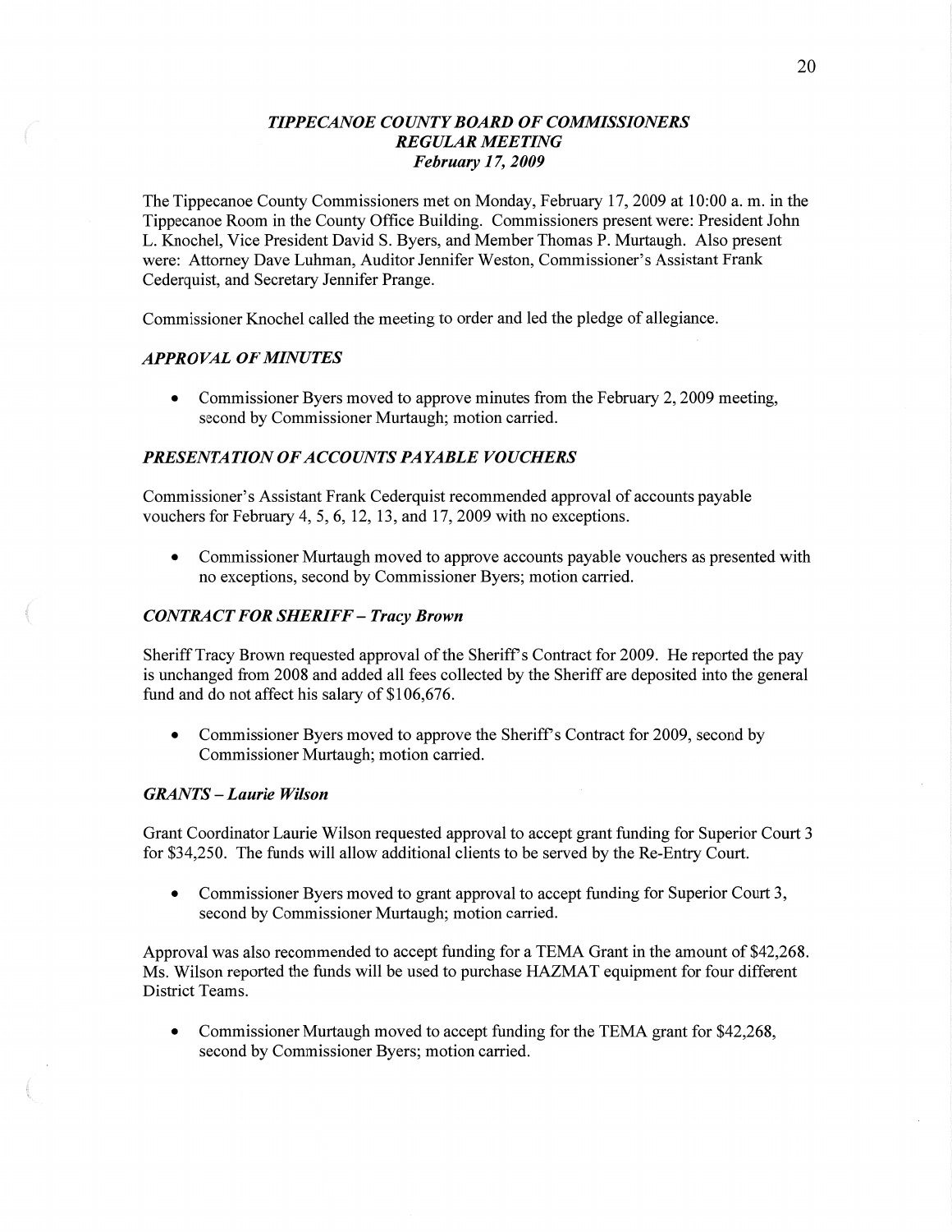# *TIPPECANOE COUNTY BOARD OF COMMISSIONERS*
## *REGULAR MEETING*
### *February 17, 2009*

The Tippecanoe County Commissioners met on Monday, February 17, 2009 at 10:00 a. m. in the Tippecanoe Room in the County Office Building. Commissioners present were: President John L. Knochel, Vice President David S. Byers, and Member Thomas P. Murtaugh. Also present were: Attorney Dave Luhman, Auditor Jennifer Weston, Commissioner's Assistant Frank Cederquist, and Secretary Jennifer Prange.

Commissioner Knochel called the meeting to order and led the pledge of allegiance.

### *APPROVAL OF MINUTES*

- Commissioner Byers moved to approve minutes from the February 2, 2009 meeting, second by Commissioner Murtaugh; motion carried.

### *PRESENTATION OF ACCOUNTS PAYABLE VOUCHERS*

Commissioner's Assistant Frank Cederquist recommended approval of accounts payable vouchers for February 4, 5, 6, 12, 13, and 17, 2009 with no exceptions.

- Commissioner Murtaugh moved to approve accounts payable vouchers as presented with no exceptions, second by Commissioner Byers; motion carried.

### *CONTRACT FOR SHERIFF – Tracy Brown*

Sheriff Tracy Brown requested approval of the Sheriff's Contract for 2009. He reported the pay is unchanged from 2008 and added all fees collected by the Sheriff are deposited into the general fund and do not affect his salary of $106,676.

- Commissioner Byers moved to approve the Sheriff's Contract for 2009, second by Commissioner Murtaugh; motion carried.

### *GRANTS – Laurie Wilson*

Grant Coordinator Laurie Wilson requested approval to accept grant funding for Superior Court 3 for $34,250. The funds will allow additional clients to be served by the Re-Entry Court.

- Commissioner Byers moved to grant approval to accept funding for Superior Court 3, second by Commissioner Murtaugh; motion carried.

Approval was also recommended to accept funding for a TEMA Grant in the amount of $42,268. Ms. Wilson reported the funds will be used to purchase HAZMAT equipment for four different District Teams.

- Commissioner Murtaugh moved to accept funding for the TEMA grant for $42,268, second by Commissioner Byers; motion carried.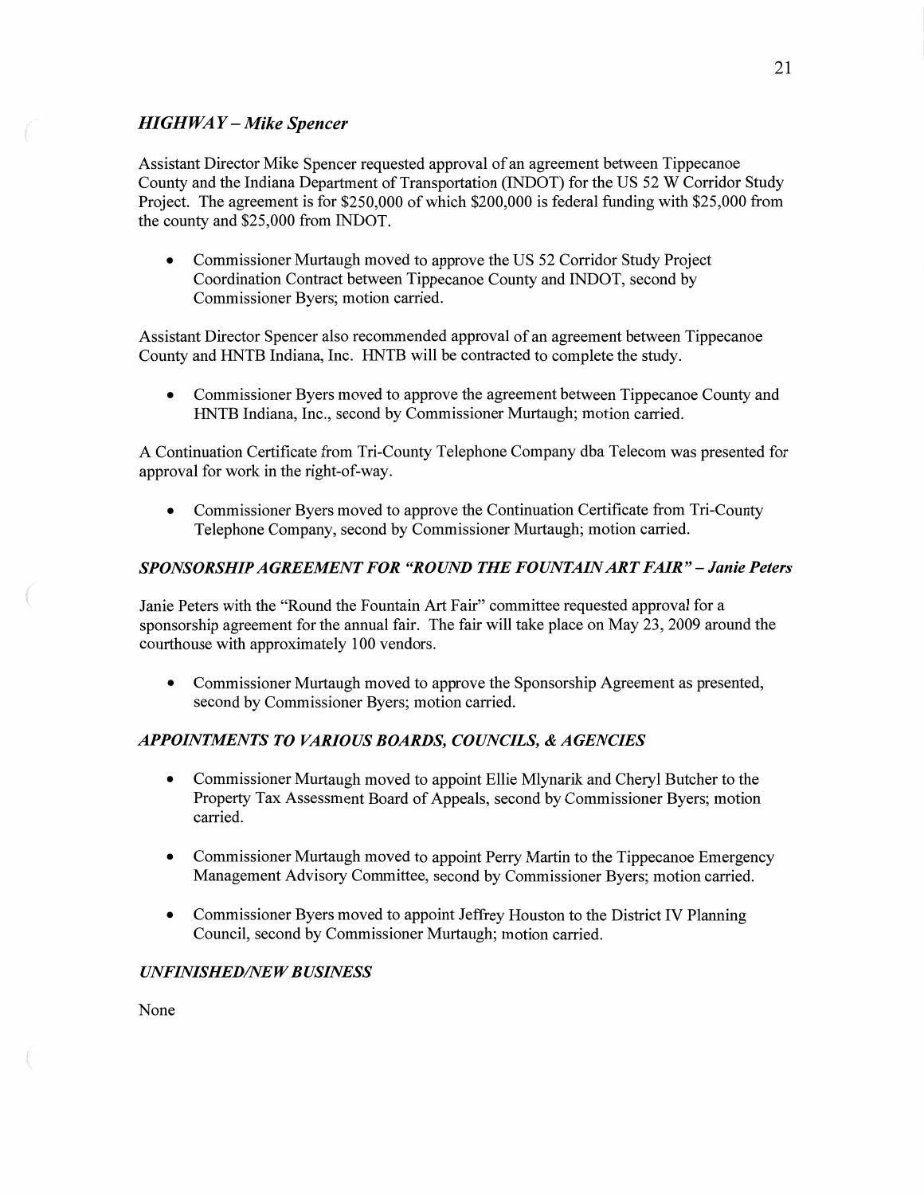### *HIGHWAY – Mike Spencer*

Assistant Director Mike Spencer requested approval of an agreement between Tippecanoe County and the Indiana Department of Transportation (INDOT) for the US 52 W Corridor Study Project. The agreement is for $250,000 of which $200,000 is federal funding with $25,000 from the county and $25,000 from INDOT.

- Commissioner Murtaugh moved to approve the US 52 Corridor Study Project Coordination Contract between Tippecanoe County and INDOT, second by Commissioner Byers; motion carried.

Assistant Director Spencer also recommended approval of an agreement between Tippecanoe County and HNTB Indiana, Inc. HNTB will be contracted to complete the study.

- Commissioner Byers moved to approve the agreement between Tippecanoe County and HNTB Indiana, Inc., second by Commissioner Murtaugh; motion carried.

A Continuation Certificate from Tri-County Telephone Company dba Telecom was presented for approval for work in the right-of-way.

- Commissioner Byers moved to approve the Continuation Certificate from Tri-County Telephone Company, second by Commissioner Murtaugh; motion carried.

### *SPONSORSHIP AGREEMENT FOR "ROUND THE FOUNTAIN ART FAIR" – Janie Peters*

Janie Peters with the "Round the Fountain Art Fair" committee requested approval for a sponsorship agreement for the annual fair. The fair will take place on May 23, 2009 around the courthouse with approximately 100 vendors.

- Commissioner Murtaugh moved to approve the Sponsorship Agreement as presented, second by Commissioner Byers; motion carried.

### *APPOINTMENTS TO VARIOUS BOARDS, COUNCILS, & AGENCIES*

- Commissioner Murtaugh moved to appoint Ellie Mlynarik and Cheryl Butcher to the Property Tax Assessment Board of Appeals, second by Commissioner Byers; motion carried.

- Commissioner Murtaugh moved to appoint Perry Martin to the Tippecanoe Emergency Management Advisory Committee, second by Commissioner Byers; motion carried.

- Commissioner Byers moved to appoint Jeffrey Houston to the District IV Planning Council, second by Commissioner Murtaugh; motion carried.

### *UNFINISHED/NEW BUSINESS*

None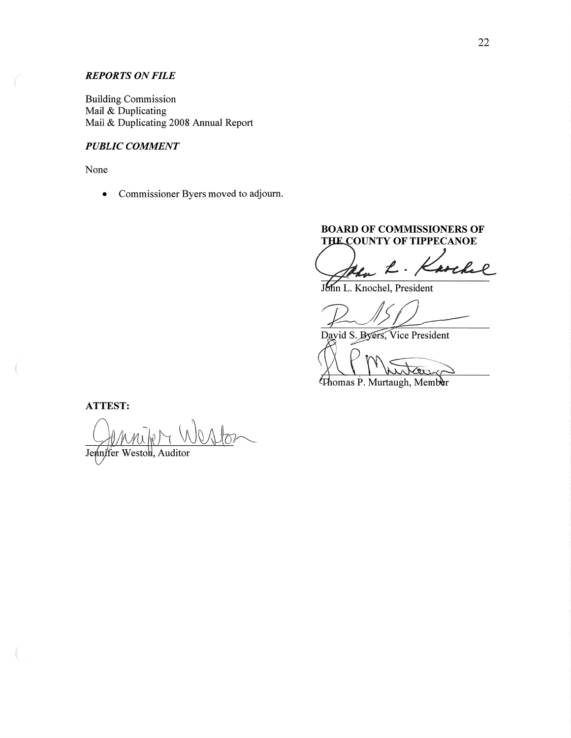### *REPORTS ON FILE*

Building Commission
Mail & Duplicating
Mail & Duplicating 2008 Annual Report

### *PUBLIC COMMENT*

None

- Commissioner Byers moved to adjourn.

**BOARD OF COMMISSIONERS OF THE COUNTY OF TIPPECANOE**

John L. Knochel, President

David S. Byers, Vice President

Thomas P. Murtaugh, Member

**ATTEST:**

Jennifer Weston, Auditor